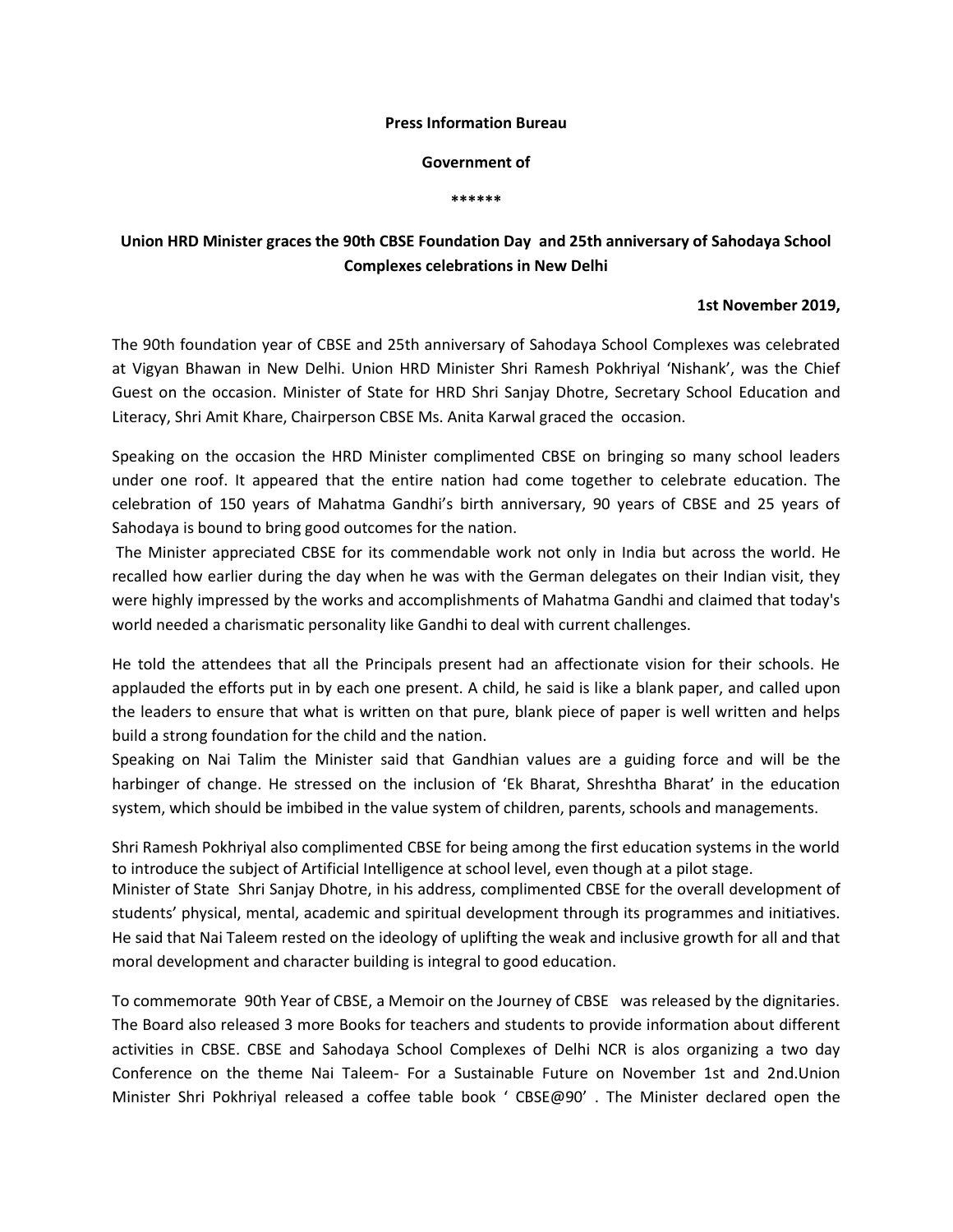**Press Information Bureau**

**Government of**

**\*\*\*\*\*\***

## Union HRD Minister graces the 90th CBSE Foundation Day and 25th anniversary of Sahodaya School Complexes celebrations in New Delhi

**1st November 2019,**

The 90th foundation year of CBSE and 25th anniversary of Sahodaya School Complexes was celebrated at Vigyan Bhawan in New Delhi. Union HRD Minister Shri Ramesh Pokhriyal 'Nishank', was the Chief Guest on the occasion. Minister of State for HRD Shri Sanjay Dhotre, Secretary School Education and Literacy, Shri Amit Khare, Chairperson CBSE Ms. Anita Karwal graced the occasion.

Speaking on the occasion the HRD Minister complimented CBSE on bringing so many school leaders under one roof. It appeared that the entire nation had come together to celebrate education. The celebration of 150 years of Mahatma Gandhi's birth anniversary, 90 years of CBSE and 25 years of Sahodaya is bound to bring good outcomes for the nation.

The Minister appreciated CBSE for its commendable work not only in India but across the world. He recalled how earlier during the day when he was with the German delegates on their Indian visit, they were highly impressed by the works and accomplishments of Mahatma Gandhi and claimed that today's world needed a charismatic personality like Gandhi to deal with current challenges.

He told the attendees that all the Principals present had an affectionate vision for their schools. He applauded the efforts put in by each one present. A child, he said is like a blank paper, and called upon the leaders to ensure that what is written on that pure, blank piece of paper is well written and helps build a strong foundation for the child and the nation.

Speaking on Nai Talim the Minister said that Gandhian values are a guiding force and will be the harbinger of change. He stressed on the inclusion of 'Ek Bharat, Shreshtha Bharat' in the education system, which should be imbibed in the value system of children, parents, schools and managements.

Shri Ramesh Pokhriyal also complimented CBSE for being among the first education systems in the world to introduce the subject of Artificial Intelligence at school level, even though at a pilot stage.

Minister of State Shri Sanjay Dhotre, in his address, complimented CBSE for the overall development of students' physical, mental, academic and spiritual development through its programmes and initiatives. He said that Nai Taleem rested on the ideology of uplifting the weak and inclusive growth for all and that moral development and character building is integral to good education.

To commemorate 90th Year of CBSE, a Memoir on the Journey of CBSE was released by the dignitaries. The Board also released 3 more Books for teachers and students to provide information about different activities in CBSE. CBSE and Sahodaya School Complexes of Delhi NCR is alos organizing a two day Conference on the theme Nai Taleem- For a Sustainable Future on November 1st and 2nd.Union Minister Shri Pokhriyal released a coffee table book ' CBSE@90' . The Minister declared open the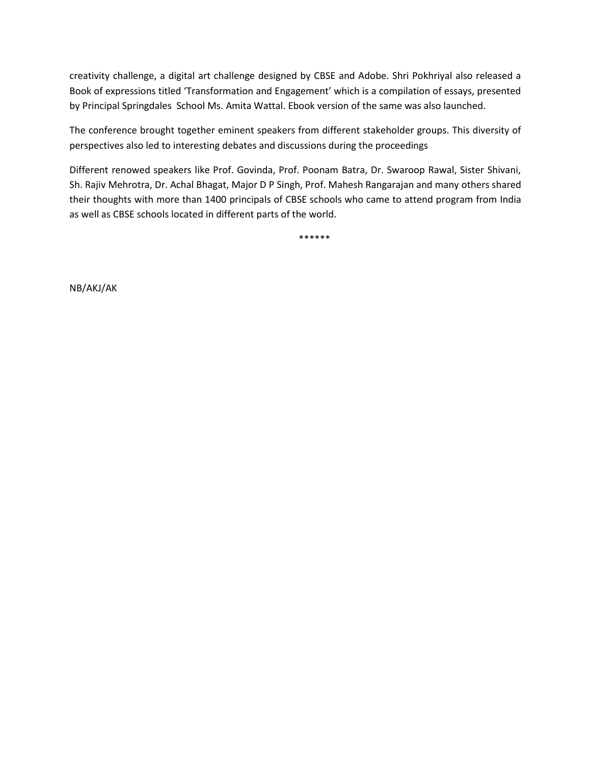creativity challenge, a digital art challenge designed by CBSE and Adobe. Shri Pokhriyal also released a Book of expressions titled 'Transformation and Engagement' which is a compilation of essays, presented by Principal Springdales School Ms. Amita Wattal. Ebook version of the same was also launched.

The conference brought together eminent speakers from different stakeholder groups. This diversity of perspectives also led to interesting debates and discussions during the proceedings

Different renowned speakers like Prof. Govinda, Prof. Poonam Batra, Dr. Swaroop Rawal, Sister Shivani, Sh. Rajiv Mehrotra, Dr. Achal Bhagat, Major D P Singh, Prof. Mahesh Rangarajan and many others shared their thoughts with more than 1400 principals of CBSE schools who came to attend program from India as well as CBSE schools located in different parts of the world.

******

NB/AKJ/AK